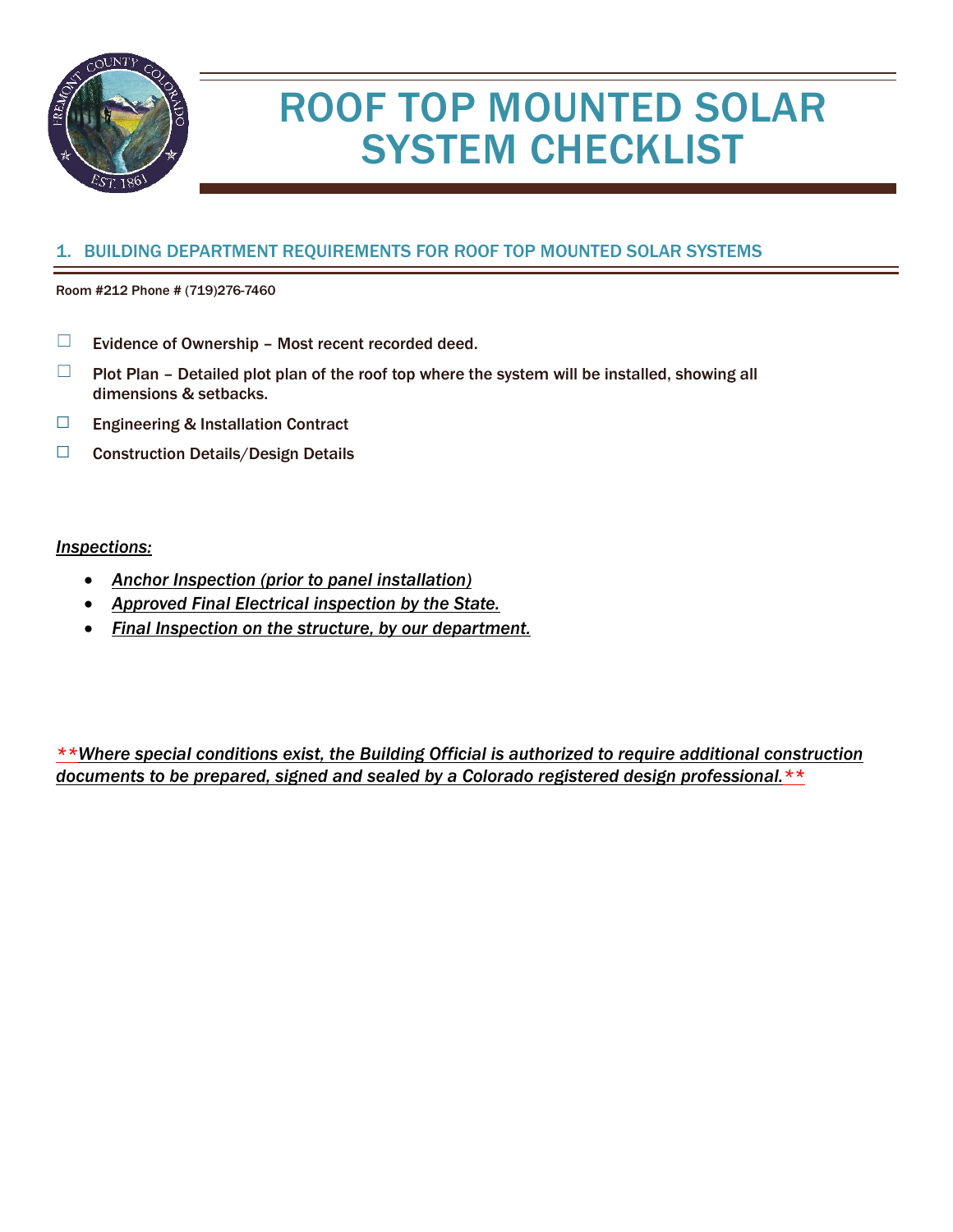# ROOF TOP MOUNTED SOLAR SYSTEM CHECKLIST

## 1. BUILDING DEPARTMENT REQUIREMENTS FOR ROOF TOP MOUNTED SOLAR SYSTEMS

Room #212 Phone # (719)276-7460

- ☐ Evidence of Ownership – Most recent recorded deed.
- ☐ Plot Plan – Detailed plot plan of the roof top where the system will be installed, showing all dimensions & setbacks.
- ☐ Engineering & Installation Contract
- ☐ Construction Details/Design Details

*Inspections:*

- *Anchor Inspection (prior to panel installation)*
- *Approved Final Electrical inspection by the State.*
- *Final Inspection on the structure, by our department.*

***\*\*Where special conditions exist, the Building Official is authorized to require additional construction documents to be prepared, signed and sealed by a Colorado registered design professional.\*\****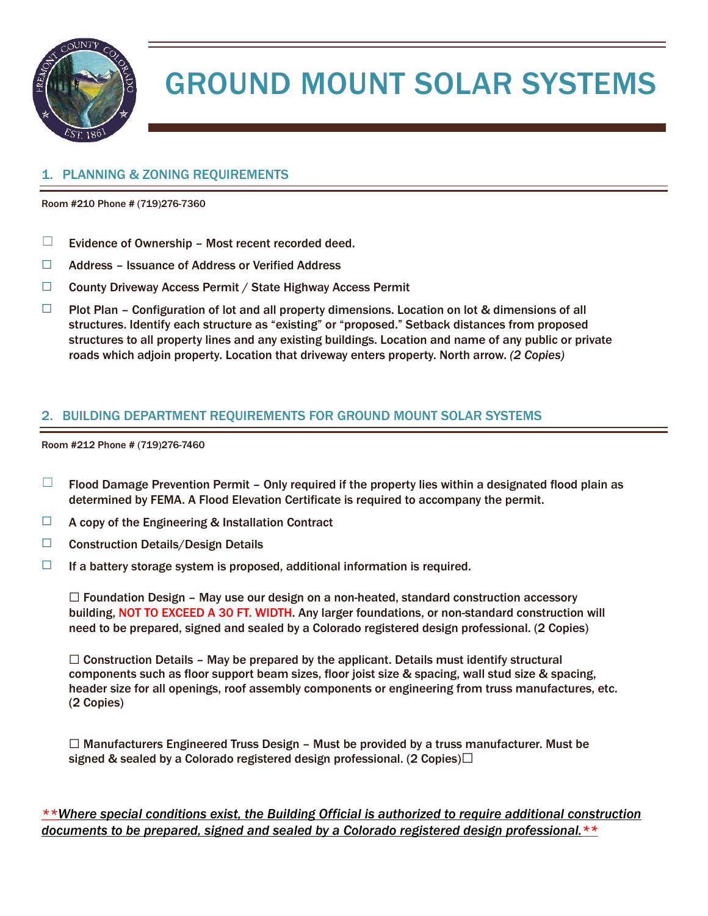# GROUND MOUNT SOLAR SYSTEMS

## 1. PLANNING & ZONING REQUIREMENTS

Room #210 Phone # (719)276-7360

- ☐ Evidence of Ownership – Most recent recorded deed.
- ☐ Address – Issuance of Address or Verified Address
- ☐ County Driveway Access Permit / State Highway Access Permit
- ☐ Plot Plan – Configuration of lot and all property dimensions. Location on lot & dimensions of all structures. Identify each structure as "existing" or "proposed." Setback distances from proposed structures to all property lines and any existing buildings. Location and name of any public or private roads which adjoin property. Location that driveway enters property. North arrow. *(2 Copies)*

## 2. BUILDING DEPARTMENT REQUIREMENTS FOR GROUND MOUNT SOLAR SYSTEMS

Room #212 Phone # (719)276-7460

- ☐ Flood Damage Prevention Permit – Only required if the property lies within a designated flood plain as determined by FEMA. A Flood Elevation Certificate is required to accompany the permit.
- ☐ A copy of the Engineering & Installation Contract
- ☐ Construction Details/Design Details
- ☐ If a battery storage system is proposed, additional information is required.

☐ Foundation Design – May use our design on a non-heated, standard construction accessory building, NOT TO EXCEED A 30 FT. WIDTH. Any larger foundations, or non-standard construction will need to be prepared, signed and sealed by a Colorado registered design professional. (2 Copies)

☐ Construction Details – May be prepared by the applicant. Details must identify structural components such as floor support beam sizes, floor joist size & spacing, wall stud size & spacing, header size for all openings, roof assembly components or engineering from truss manufactures, etc. (2 Copies)

☐ Manufacturers Engineered Truss Design – Must be provided by a truss manufacturer. Must be signed & sealed by a Colorado registered design professional. (2 Copies)☐

***\*\*Where special conditions exist, the Building Official is authorized to require additional construction documents to be prepared, signed and sealed by a Colorado registered design professional.\*\****